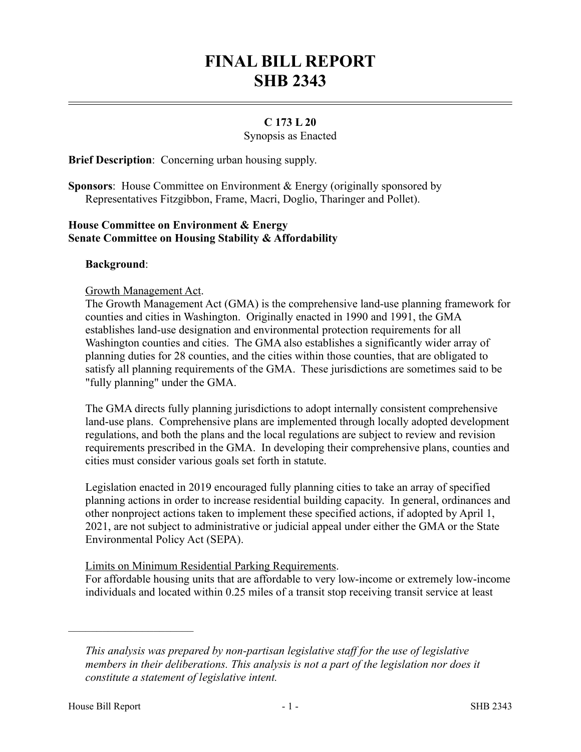# FINAL BILL REPORT
# SHB 2343

**C 173 L 20**

Synopsis as Enacted

**Brief Description**: Concerning urban housing supply.

**Sponsors**: House Committee on Environment & Energy (originally sponsored by Representatives Fitzgibbon, Frame, Macri, Doglio, Tharinger and Pollet).

**House Committee on Environment & Energy**
**Senate Committee on Housing Stability & Affordability**

**Background**:

Growth Management Act.

The Growth Management Act (GMA) is the comprehensive land-use planning framework for counties and cities in Washington. Originally enacted in 1990 and 1991, the GMA establishes land-use designation and environmental protection requirements for all Washington counties and cities. The GMA also establishes a significantly wider array of planning duties for 28 counties, and the cities within those counties, that are obligated to satisfy all planning requirements of the GMA. These jurisdictions are sometimes said to be "fully planning" under the GMA.

The GMA directs fully planning jurisdictions to adopt internally consistent comprehensive land-use plans. Comprehensive plans are implemented through locally adopted development regulations, and both the plans and the local regulations are subject to review and revision requirements prescribed in the GMA. In developing their comprehensive plans, counties and cities must consider various goals set forth in statute.

Legislation enacted in 2019 encouraged fully planning cities to take an array of specified planning actions in order to increase residential building capacity. In general, ordinances and other nonproject actions taken to implement these specified actions, if adopted by April 1, 2021, are not subject to administrative or judicial appeal under either the GMA or the State Environmental Policy Act (SEPA).

Limits on Minimum Residential Parking Requirements.

For affordable housing units that are affordable to very low-income or extremely low-income individuals and located within 0.25 miles of a transit stop receiving transit service at least

---

*This analysis was prepared by non-partisan legislative staff for the use of legislative members in their deliberations. This analysis is not a part of the legislation nor does it constitute a statement of legislative intent.*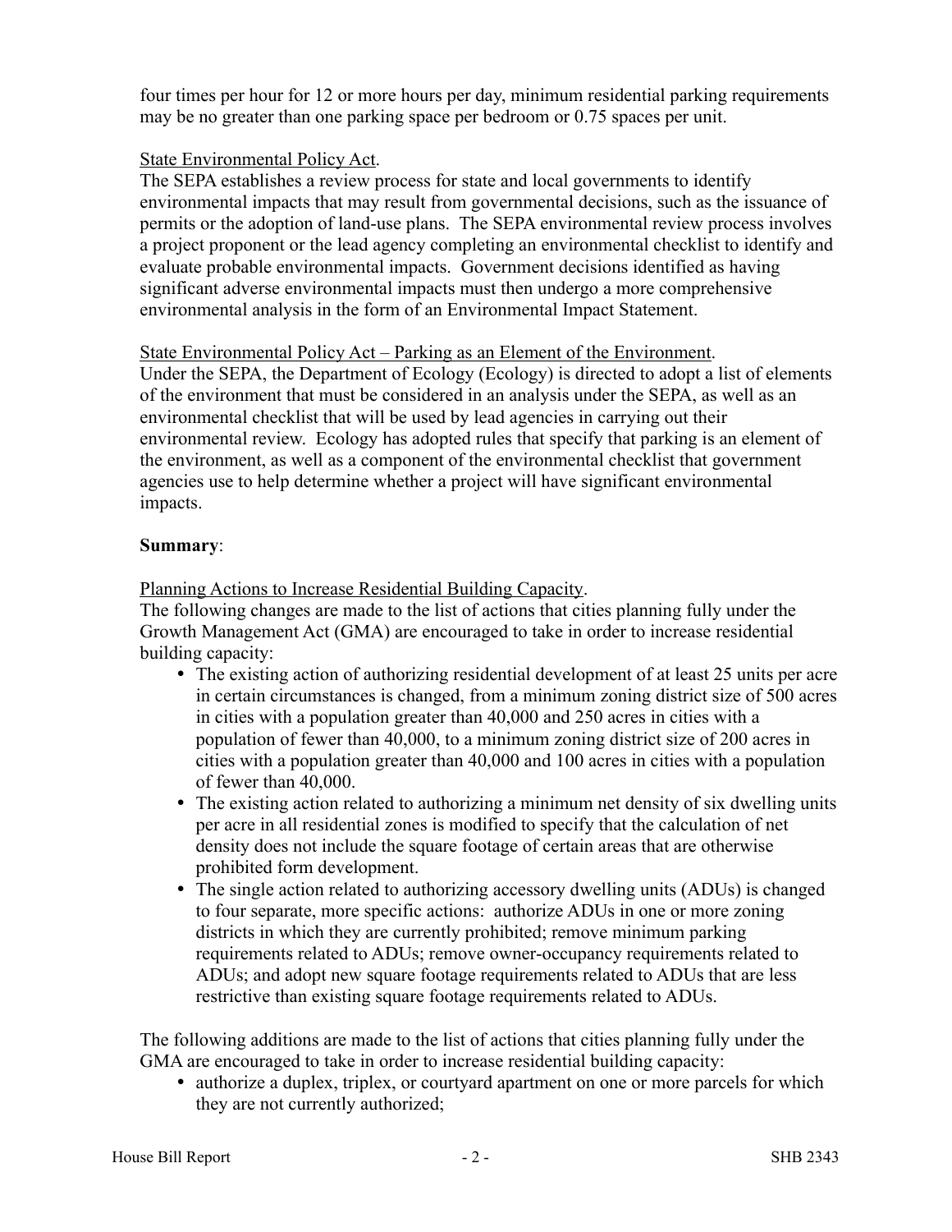four times per hour for 12 or more hours per day, minimum residential parking requirements may be no greater than one parking space per bedroom or 0.75 spaces per unit.

State Environmental Policy Act.

The SEPA establishes a review process for state and local governments to identify environmental impacts that may result from governmental decisions, such as the issuance of permits or the adoption of land-use plans. The SEPA environmental review process involves a project proponent or the lead agency completing an environmental checklist to identify and evaluate probable environmental impacts. Government decisions identified as having significant adverse environmental impacts must then undergo a more comprehensive environmental analysis in the form of an Environmental Impact Statement.

State Environmental Policy Act – Parking as an Element of the Environment.

Under the SEPA, the Department of Ecology (Ecology) is directed to adopt a list of elements of the environment that must be considered in an analysis under the SEPA, as well as an environmental checklist that will be used by lead agencies in carrying out their environmental review. Ecology has adopted rules that specify that parking is an element of the environment, as well as a component of the environmental checklist that government agencies use to help determine whether a project will have significant environmental impacts.

**Summary**:

Planning Actions to Increase Residential Building Capacity.

The following changes are made to the list of actions that cities planning fully under the Growth Management Act (GMA) are encouraged to take in order to increase residential building capacity:

- The existing action of authorizing residential development of at least 25 units per acre in certain circumstances is changed, from a minimum zoning district size of 500 acres in cities with a population greater than 40,000 and 250 acres in cities with a population of fewer than 40,000, to a minimum zoning district size of 200 acres in cities with a population greater than 40,000 and 100 acres in cities with a population of fewer than 40,000.
- The existing action related to authorizing a minimum net density of six dwelling units per acre in all residential zones is modified to specify that the calculation of net density does not include the square footage of certain areas that are otherwise prohibited form development.
- The single action related to authorizing accessory dwelling units (ADUs) is changed to four separate, more specific actions: authorize ADUs in one or more zoning districts in which they are currently prohibited; remove minimum parking requirements related to ADUs; remove owner-occupancy requirements related to ADUs; and adopt new square footage requirements related to ADUs that are less restrictive than existing square footage requirements related to ADUs.

The following additions are made to the list of actions that cities planning fully under the GMA are encouraged to take in order to increase residential building capacity:

- authorize a duplex, triplex, or courtyard apartment on one or more parcels for which they are not currently authorized;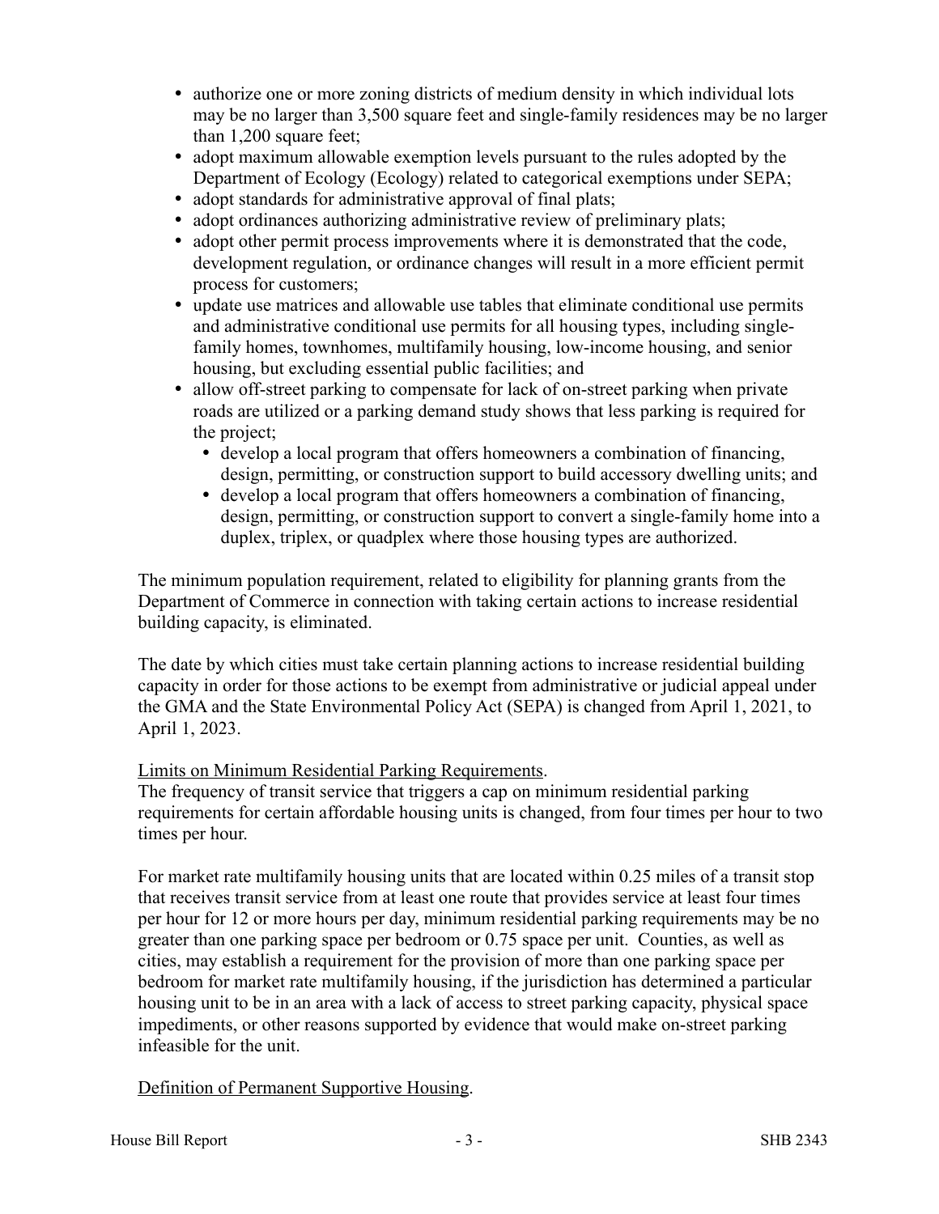- authorize one or more zoning districts of medium density in which individual lots may be no larger than 3,500 square feet and single-family residences may be no larger than 1,200 square feet;
- adopt maximum allowable exemption levels pursuant to the rules adopted by the Department of Ecology (Ecology) related to categorical exemptions under SEPA;
- adopt standards for administrative approval of final plats;
- adopt ordinances authorizing administrative review of preliminary plats;
- adopt other permit process improvements where it is demonstrated that the code, development regulation, or ordinance changes will result in a more efficient permit process for customers;
- update use matrices and allowable use tables that eliminate conditional use permits and administrative conditional use permits for all housing types, including single-family homes, townhomes, multifamily housing, low-income housing, and senior housing, but excluding essential public facilities; and
- allow off-street parking to compensate for lack of on-street parking when private roads are utilized or a parking demand study shows that less parking is required for the project;
  - develop a local program that offers homeowners a combination of financing, design, permitting, or construction support to build accessory dwelling units; and
  - develop a local program that offers homeowners a combination of financing, design, permitting, or construction support to convert a single-family home into a duplex, triplex, or quadplex where those housing types are authorized.

The minimum population requirement, related to eligibility for planning grants from the Department of Commerce in connection with taking certain actions to increase residential building capacity, is eliminated.

The date by which cities must take certain planning actions to increase residential building capacity in order for those actions to be exempt from administrative or judicial appeal under the GMA and the State Environmental Policy Act (SEPA) is changed from April 1, 2021, to April 1, 2023.

Limits on Minimum Residential Parking Requirements.

The frequency of transit service that triggers a cap on minimum residential parking requirements for certain affordable housing units is changed, from four times per hour to two times per hour.

For market rate multifamily housing units that are located within 0.25 miles of a transit stop that receives transit service from at least one route that provides service at least four times per hour for 12 or more hours per day, minimum residential parking requirements may be no greater than one parking space per bedroom or 0.75 space per unit. Counties, as well as cities, may establish a requirement for the provision of more than one parking space per bedroom for market rate multifamily housing, if the jurisdiction has determined a particular housing unit to be in an area with a lack of access to street parking capacity, physical space impediments, or other reasons supported by evidence that would make on-street parking infeasible for the unit.

Definition of Permanent Supportive Housing.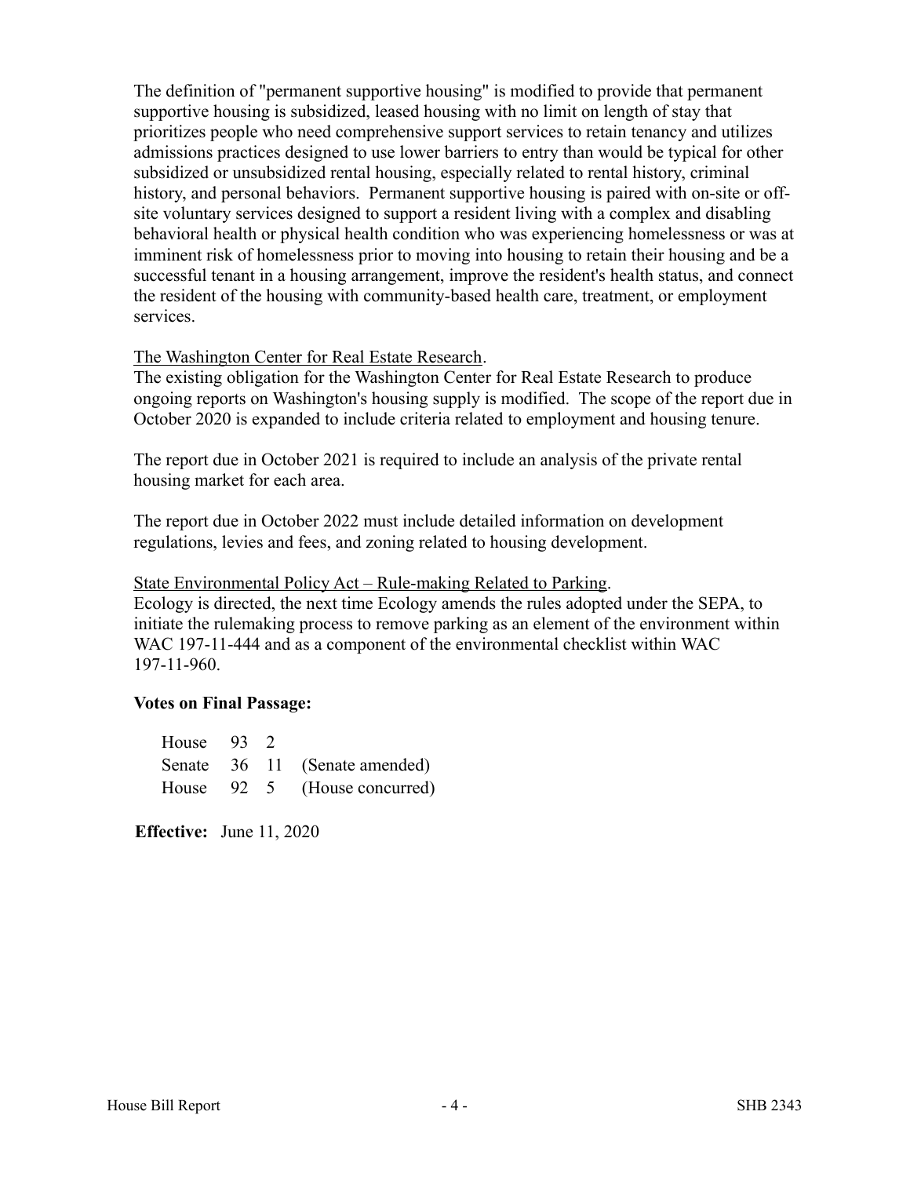The definition of "permanent supportive housing" is modified to provide that permanent supportive housing is subsidized, leased housing with no limit on length of stay that prioritizes people who need comprehensive support services to retain tenancy and utilizes admissions practices designed to use lower barriers to entry than would be typical for other subsidized or unsubsidized rental housing, especially related to rental history, criminal history, and personal behaviors. Permanent supportive housing is paired with on-site or off-site voluntary services designed to support a resident living with a complex and disabling behavioral health or physical health condition who was experiencing homelessness or was at imminent risk of homelessness prior to moving into housing to retain their housing and be a successful tenant in a housing arrangement, improve the resident's health status, and connect the resident of the housing with community-based health care, treatment, or employment services.

The Washington Center for Real Estate Research.
The existing obligation for the Washington Center for Real Estate Research to produce ongoing reports on Washington's housing supply is modified. The scope of the report due in October 2020 is expanded to include criteria related to employment and housing tenure.

The report due in October 2021 is required to include an analysis of the private rental housing market for each area.

The report due in October 2022 must include detailed information on development regulations, levies and fees, and zoning related to housing development.

State Environmental Policy Act – Rule-making Related to Parking.
Ecology is directed, the next time Ecology amends the rules adopted under the SEPA, to initiate the rulemaking process to remove parking as an element of the environment within WAC 197-11-444 and as a component of the environmental checklist within WAC 197-11-960.

**Votes on Final Passage:**

| | | | |
|---|---|---|---|
| House | 93 | 2 | |
| Senate | 36 | 11 | (Senate amended) |
| House | 92 | 5 | (House concurred) |

**Effective:** June 11, 2020